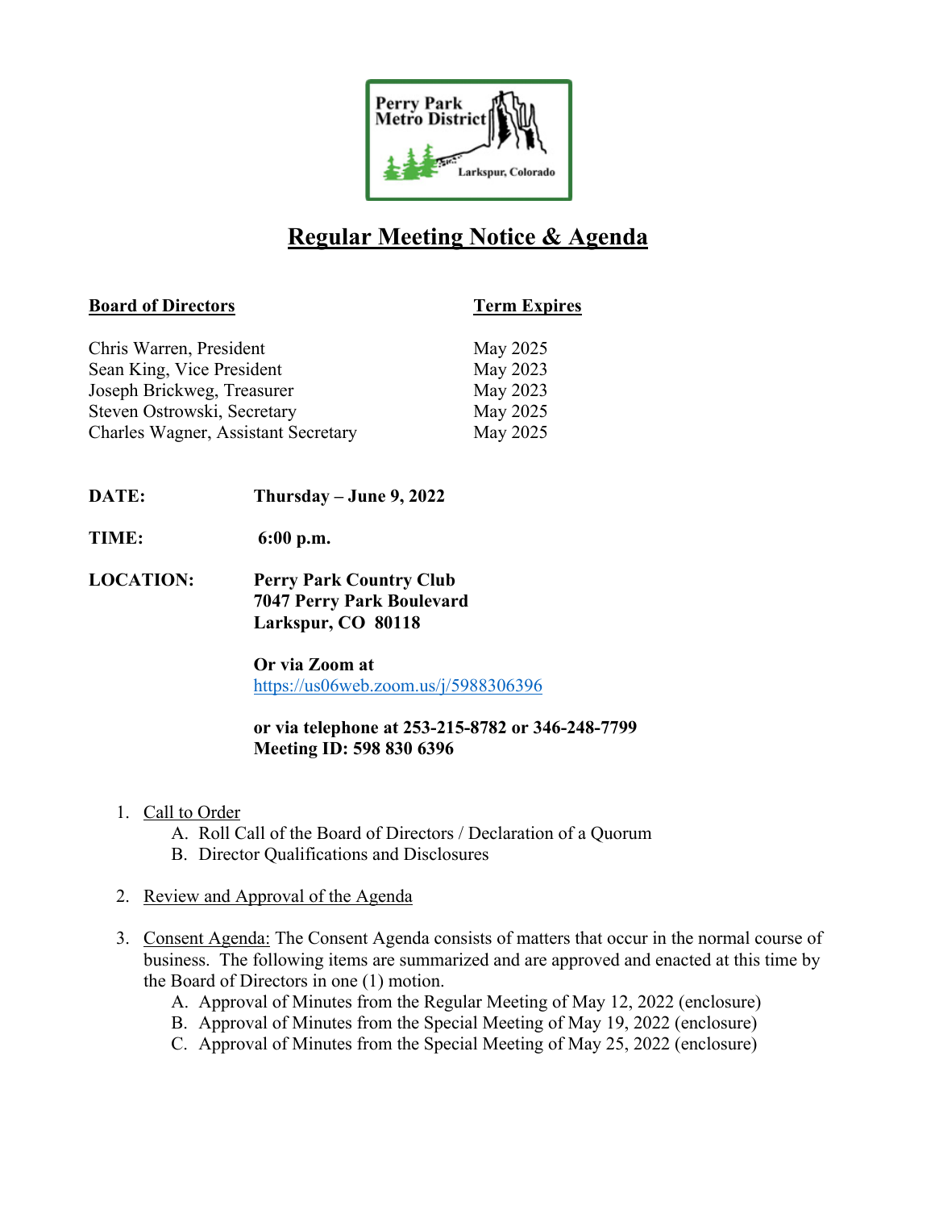Perry Park Metro District

Larkspur, Colorado

# Regular Meeting Notice & Agenda

| **Board of Directors** | **Term Expires** |
| --- | --- |
| Chris Warren, President | May 2025 |
| Sean King, Vice President | May 2023 |
| Joseph Brickweg, Treasurer | May 2023 |
| Steven Ostrowski, Secretary | May 2025 |
| Charles Wagner, Assistant Secretary | May 2025 |

**DATE:** **Thursday – June 9, 2022**

**TIME:** **6:00 p.m.**

**LOCATION:** **Perry Park Country Club**
**7047 Perry Park Boulevard**
**Larkspur, CO 80118**

**Or via Zoom at**
https://us06web.zoom.us/j/5988306396

**or via telephone at 253-215-8782 or 346-248-7799**
**Meeting ID: 598 830 6396**

1. Call to Order
   A. Roll Call of the Board of Directors / Declaration of a Quorum
   B. Director Qualifications and Disclosures

2. Review and Approval of the Agenda

3. Consent Agenda: The Consent Agenda consists of matters that occur in the normal course of business. The following items are summarized and are approved and enacted at this time by the Board of Directors in one (1) motion.
   A. Approval of Minutes from the Regular Meeting of May 12, 2022 (enclosure)
   B. Approval of Minutes from the Special Meeting of May 19, 2022 (enclosure)
   C. Approval of Minutes from the Special Meeting of May 25, 2022 (enclosure)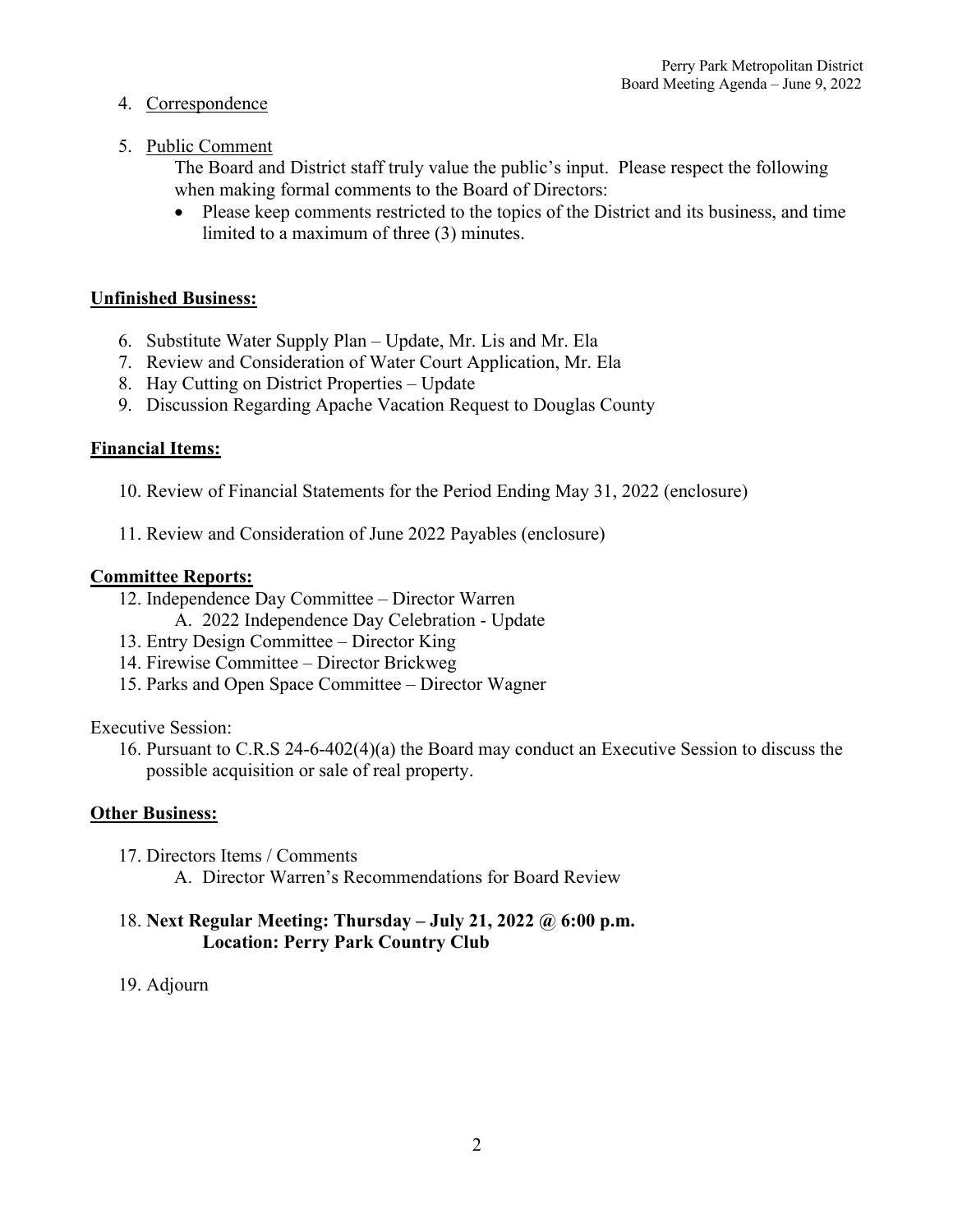4. Correspondence

5. Public Comment

   The Board and District staff truly value the public's input. Please respect the following when making formal comments to the Board of Directors:

   - Please keep comments restricted to the topics of the District and its business, and time limited to a maximum of three (3) minutes.

**Unfinished Business:**

6. Substitute Water Supply Plan – Update, Mr. Lis and Mr. Ela
7. Review and Consideration of Water Court Application, Mr. Ela
8. Hay Cutting on District Properties – Update
9. Discussion Regarding Apache Vacation Request to Douglas County

**Financial Items:**

10. Review of Financial Statements for the Period Ending May 31, 2022 (enclosure)

11. Review and Consideration of June 2022 Payables (enclosure)

**Committee Reports:**

12. Independence Day Committee – Director Warren
    A. 2022 Independence Day Celebration - Update
13. Entry Design Committee – Director King
14. Firewise Committee – Director Brickweg
15. Parks and Open Space Committee – Director Wagner

Executive Session:

16. Pursuant to C.R.S 24-6-402(4)(a) the Board may conduct an Executive Session to discuss the possible acquisition or sale of real property.

**Other Business:**

17. Directors Items / Comments
    A. Director Warren's Recommendations for Board Review

18. **Next Regular Meeting: Thursday – July 21, 2022 @ 6:00 p.m.**
    **Location: Perry Park Country Club**

19. Adjourn